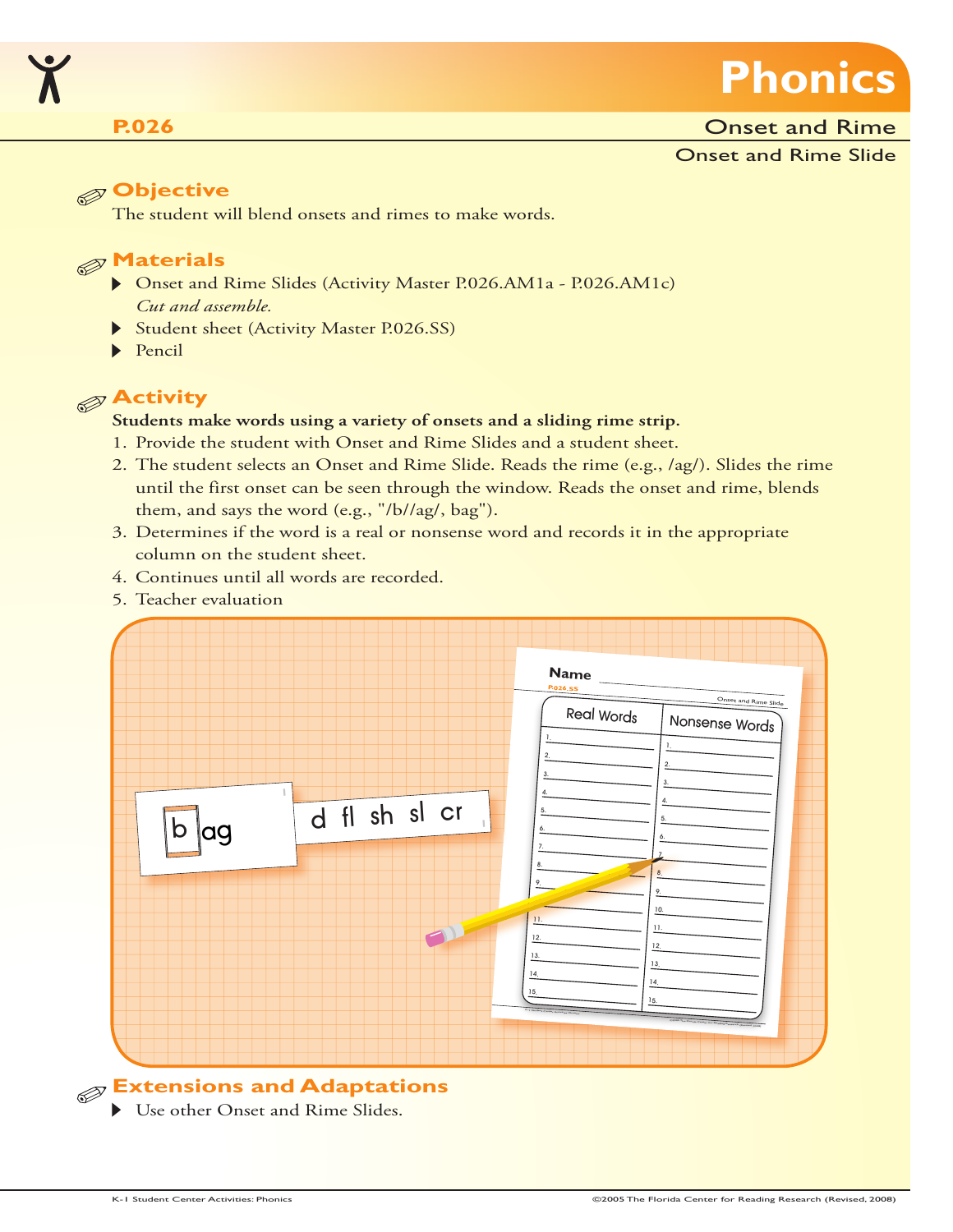# Phonics

**P.026**

## Onset and Rime

### Onset and Rime Slide

## Objective

The student will blend onsets and rimes to make words.

## Materials

- Onset and Rime Slides (Activity Master P.026.AM1a - P.026.AM1c)
  *Cut and assemble.*
- Student sheet (Activity Master P.026.SS)
- Pencil

## Activity

**Students make words using a variety of onsets and a sliding rime strip.**

1. Provide the student with Onset and Rime Slides and a student sheet.
2. The student selects an Onset and Rime Slide. Reads the rime (e.g., /ag/). Slides the rime until the first onset can be seen through the window. Reads the onset and rime, blends them, and says the word (e.g., "/b//ag/, bag").
3. Determines if the word is a real or nonsense word and records it in the appropriate column on the student sheet.
4. Continues until all words are recorded.
5. Teacher evaluation

## Extensions and Adaptations

- Use other Onset and Rime Slides.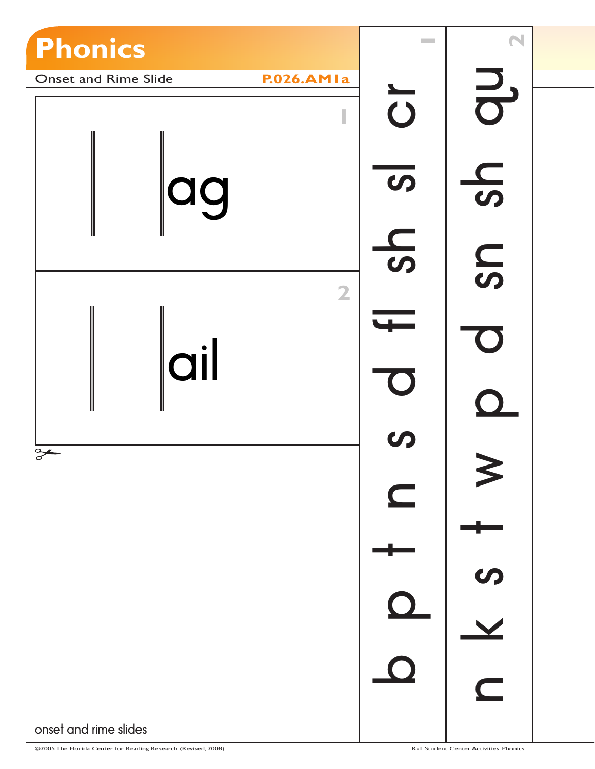# Phonics

Onset and Rime Slide **P.026.AM1a**

**1**

ag

**2**

ail

**1**

b p t n s d fl sh sl cr

**2**

n k s t w p d sn sh qu

onset and rime slides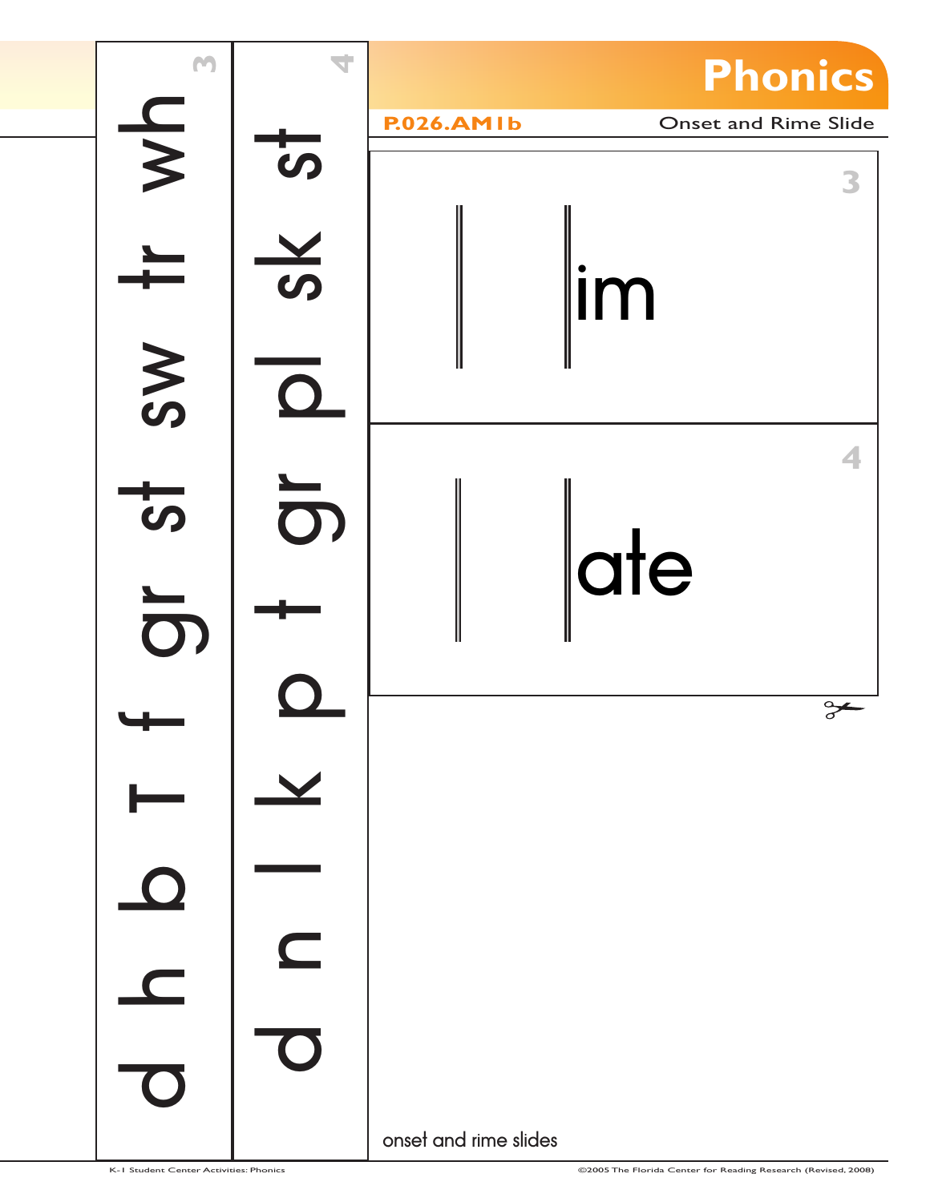# Phonics

**P.026.AM1b** Onset and Rime Slide

3

d h b T f gr st sw tr wh

4

d n l k p t gr pl sk st

3

im

4

ate

onset and rime slides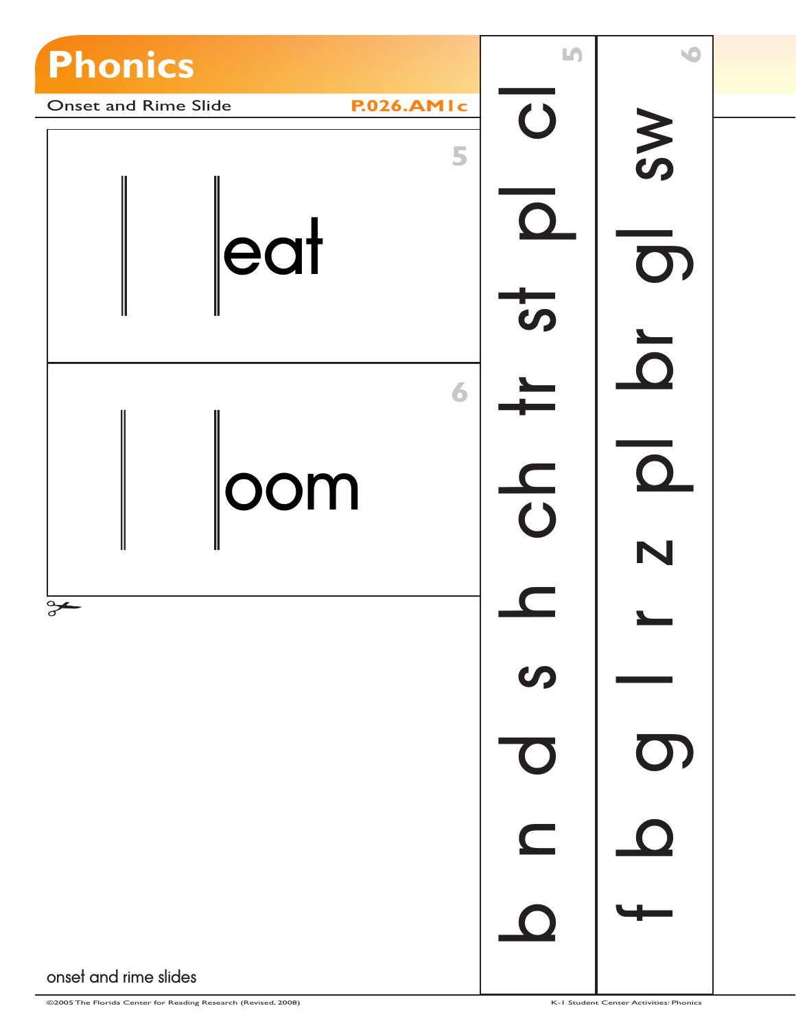# Phonics

Onset and Rime Slide P.026.AM1c

5

eat

6

oom

5

b n d s h ch tr st pl cl

6

f b g l r z pl br gl sw

onset and rime slides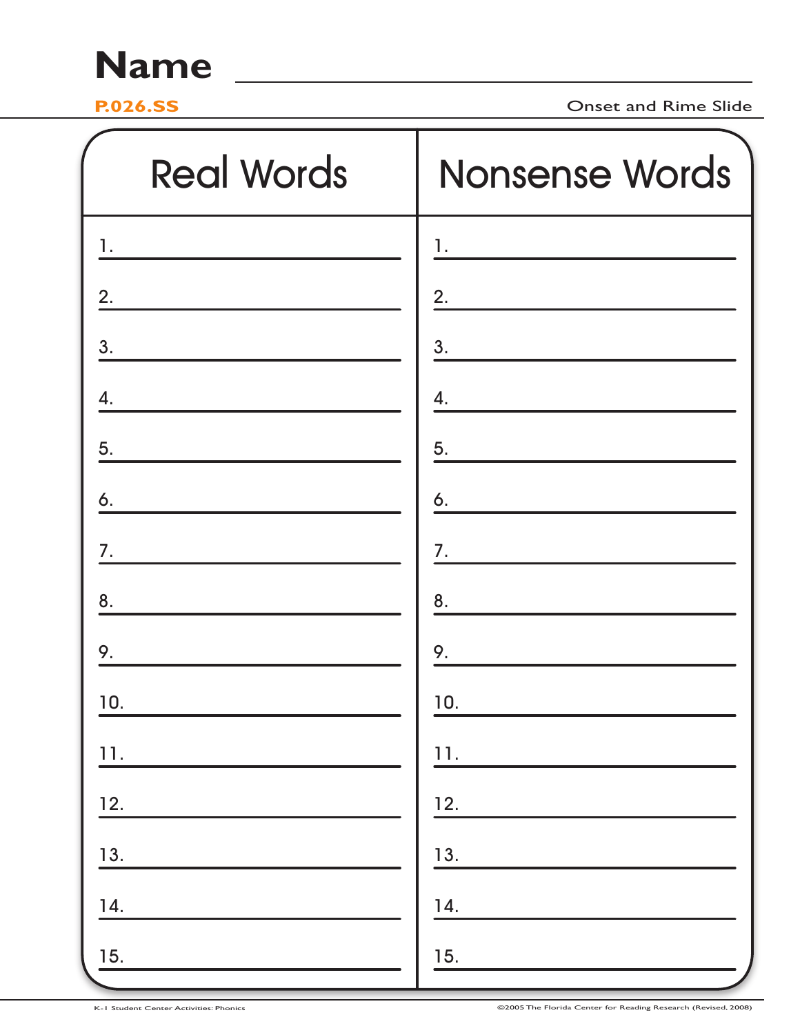# Name ______________________________

**P.026.SS**

Onset and Rime Slide

| Real Words | Nonsense Words |
| --- | --- |
| 1. ______ | 1. ______ |
| 2. ______ | 2. ______ |
| 3. ______ | 3. ______ |
| 4. ______ | 4. ______ |
| 5. ______ | 5. ______ |
| 6. ______ | 6. ______ |
| 7. ______ | 7. ______ |
| 8. ______ | 8. ______ |
| 9. ______ | 9. ______ |
| 10. ______ | 10. ______ |
| 11. ______ | 11. ______ |
| 12. ______ | 12. ______ |
| 13. ______ | 13. ______ |
| 14. ______ | 14. ______ |
| 15. ______ | 15. ______ |

K-1 Student Center Activities: Phonics

©2005 The Florida Center for Reading Research (Revised, 2008)